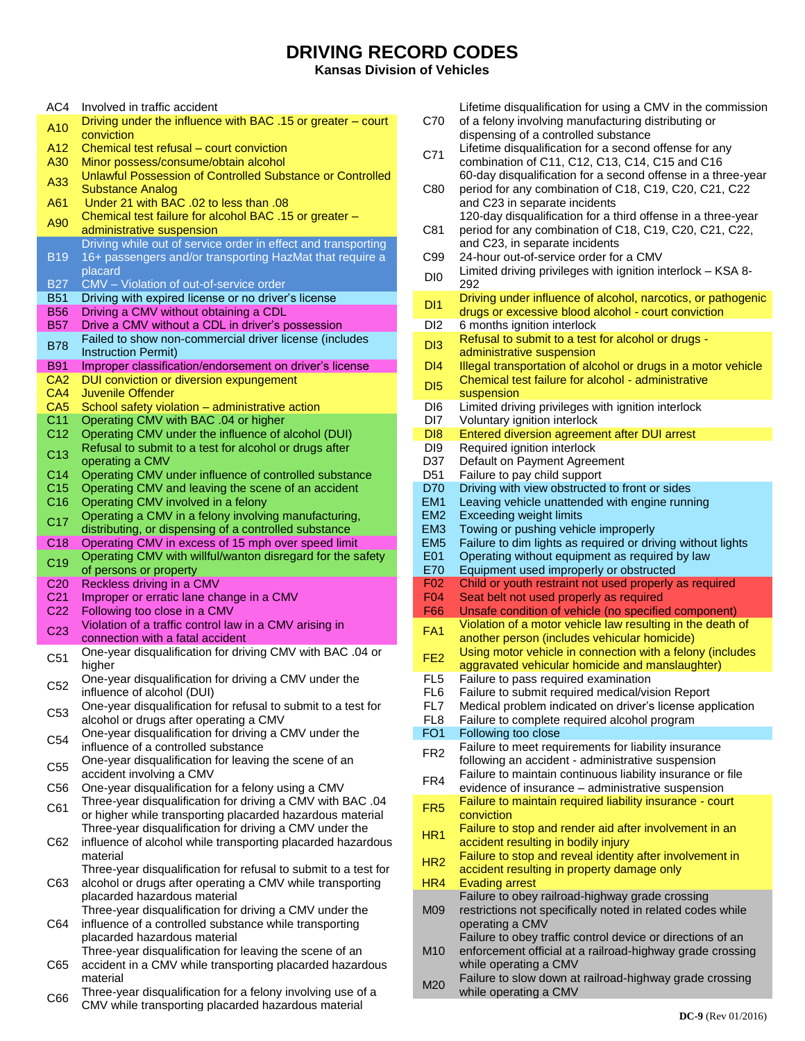# DRIVING RECORD CODES

**Kansas Division of Vehicles**

| Code | Description |
|---|---|
| AC4 | Involved in traffic accident |
| A10 | Driving under the influence with BAC .15 or greater – court conviction |
| A12 | Chemical test refusal – court conviction |
| A30 | Minor possess/consume/obtain alcohol |
| A33 | Unlawful Possession of Controlled Substance or Controlled Substance Analog |
| A61 | Under 21 with BAC .02 to less than .08 |
| A90 | Chemical test failure for alcohol BAC .15 or greater – administrative suspension |
| B19 | Driving while out of service order in effect and transporting 16+ passengers and/or transporting HazMat that require a placard |
| B27 | CMV – Violation of out-of-service order |
| B51 | Driving with expired license or no driver's license |
| B56 | Driving a CMV without obtaining a CDL |
| B57 | Drive a CMV without a CDL in driver's possession |
| B78 | Failed to show non-commercial driver license (includes Instruction Permit) |
| B91 | Improper classification/endorsement on driver's license |
| CA2 | DUI conviction or diversion expungement |
| CA4 | Juvenile Offender |
| CA5 | School safety violation – administrative action |
| C11 | Operating CMV with BAC .04 or higher |
| C12 | Operating CMV under the influence of alcohol (DUI) |
| C13 | Refusal to submit to a test for alcohol or drugs after operating a CMV |
| C14 | Operating CMV under influence of controlled substance |
| C15 | Operating CMV and leaving the scene of an accident |
| C16 | Operating CMV involved in a felony |
| C17 | Operating a CMV in a felony involving manufacturing, distributing, or dispensing of a controlled substance |
| C18 | Operating CMV in excess of 15 mph over speed limit |
| C19 | Operating CMV with willful/wanton disregard for the safety of persons or property |
| C20 | Reckless driving in a CMV |
| C21 | Improper or erratic lane change in a CMV |
| C22 | Following too close in a CMV |
| C23 | Violation of a traffic control law in a CMV arising in connection with a fatal accident |
| C51 | One-year disqualification for driving CMV with BAC .04 or higher |
| C52 | One-year disqualification for driving a CMV under the influence of alcohol (DUI) |
| C53 | One-year disqualification for refusal to submit to a test for alcohol or drugs after operating a CMV |
| C54 | One-year disqualification for driving a CMV under the influence of a controlled substance |
| C55 | One-year disqualification for leaving the scene of an accident involving a CMV |
| C56 | One-year disqualification for a felony using a CMV |
| C61 | Three-year disqualification for driving a CMV with BAC .04 or higher while transporting placarded hazardous material |
| C62 | Three-year disqualification for driving a CMV under the influence of alcohol while transporting placarded hazardous material |
| C63 | Three-year disqualification for refusal to submit to a test for alcohol or drugs after operating a CMV while transporting placarded hazardous material |
| C64 | Three-year disqualification for driving a CMV under the influence of a controlled substance while transporting placarded hazardous material |
| C65 | Three-year disqualification for leaving the scene of an accident in a CMV while transporting placarded hazardous material |
| C66 | Three-year disqualification for a felony involving use of a CMV while transporting placarded hazardous material |
| C70 | Lifetime disqualification for using a CMV in the commission of a felony involving manufacturing distributing or dispensing of a controlled substance |
| C71 | Lifetime disqualification for a second offense for any combination of C11, C12, C13, C14, C15 and C16 |
| C80 | 60-day disqualification for a second offense in a three-year period for any combination of C18, C19, C20, C21, C22 and C23 in separate incidents |
| C81 | 120-day disqualification for a third offense in a three-year period for any combination of C18, C19, C20, C21, C22, and C23, in separate incidents |
| C99 | 24-hour out-of-service order for a CMV |
| DI0 | Limited driving privileges with ignition interlock – KSA 8-292 |
| DI1 | Driving under influence of alcohol, narcotics, or pathogenic drugs or excessive blood alcohol - court conviction |
| DI2 | 6 months ignition interlock |
| DI3 | Refusal to submit to a test for alcohol or drugs - administrative suspension |
| DI4 | Illegal transportation of alcohol or drugs in a motor vehicle |
| DI5 | Chemical test failure for alcohol - administrative suspension |
| DI6 | Limited driving privileges with ignition interlock |
| DI7 | Voluntary ignition interlock |
| DI8 | Entered diversion agreement after DUI arrest |
| DI9 | Required ignition interlock |
| D37 | Default on Payment Agreement |
| D51 | Failure to pay child support |
| D70 | Driving with view obstructed to front or sides |
| EM1 | Leaving vehicle unattended with engine running |
| EM2 | Exceeding weight limits |
| EM3 | Towing or pushing vehicle improperly |
| EM5 | Failure to dim lights as required or driving without lights |
| E01 | Operating without equipment as required by law |
| E70 | Equipment used improperly or obstructed |
| F02 | Child or youth restraint not used properly as required |
| F04 | Seat belt not used properly as required |
| F66 | Unsafe condition of vehicle (no specified component) |
| FA1 | Violation of a motor vehicle law resulting in the death of another person (includes vehicular homicide) |
| FE2 | Using motor vehicle in connection with a felony (includes aggravated vehicular homicide and manslaughter) |
| FL5 | Failure to pass required examination |
| FL6 | Failure to submit required medical/vision Report |
| FL7 | Medical problem indicated on driver's license application |
| FL8 | Failure to complete required alcohol program |
| FO1 | Following too close |
| FR2 | Failure to meet requirements for liability insurance following an accident - administrative suspension |
| FR4 | Failure to maintain continuous liability insurance or file evidence of insurance – administrative suspension |
| FR5 | Failure to maintain required liability insurance - court conviction |
| HR1 | Failure to stop and render aid after involvement in an accident resulting in bodily injury |
| HR2 | Failure to stop and reveal identity after involvement in accident resulting in property damage only |
| HR4 | Evading arrest |
| M09 | Failure to obey railroad-highway grade crossing restrictions not specifically noted in related codes while operating a CMV |
| M10 | Failure to obey traffic control device or directions of an enforcement official at a railroad-highway grade crossing while operating a CMV |
| M20 | Failure to slow down at railroad-highway grade crossing while operating a CMV |

**DC-9** (Rev 01/2016)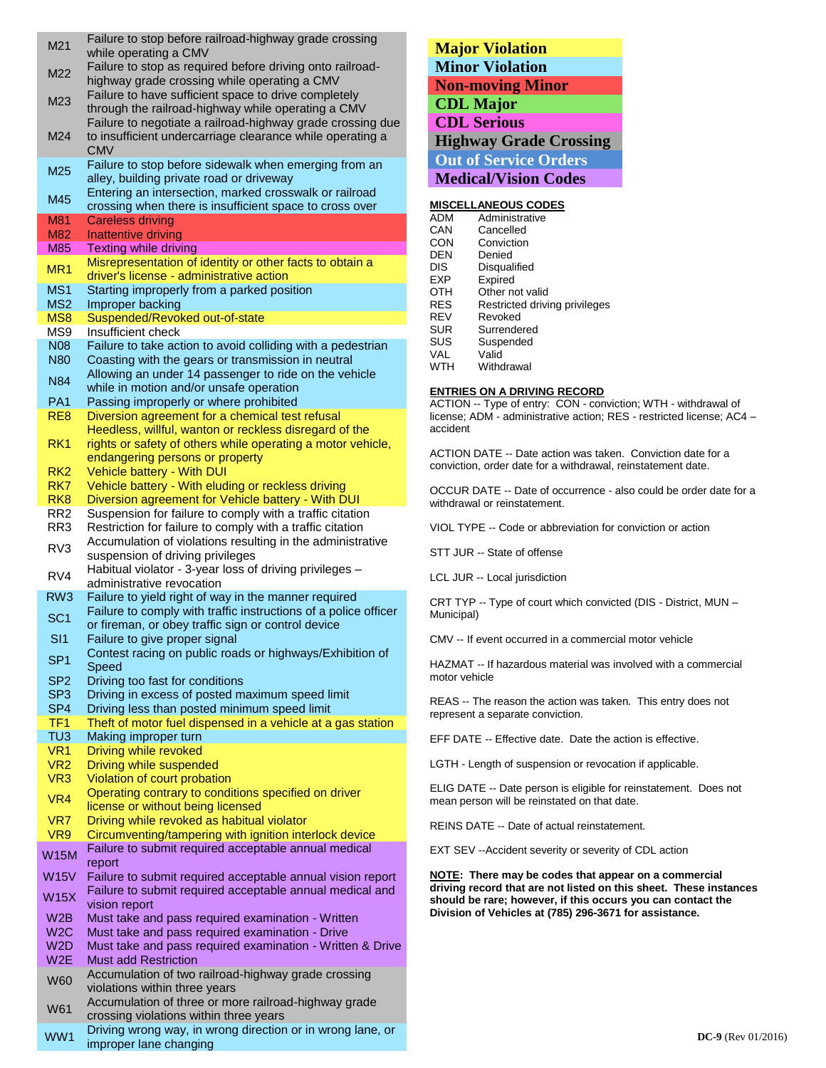| | |
|---|---|
| M21 | Failure to stop before railroad-highway grade crossing while operating a CMV |
| M22 | Failure to stop as required before driving onto railroad-highway grade crossing while operating a CMV |
| M23 | Failure to have sufficient space to drive completely through the railroad-highway while operating a CMV |
| M24 | Failure to negotiate a railroad-highway grade crossing due to insufficient undercarriage clearance while operating a CMV |
| M25 | Failure to stop before sidewalk when emerging from an alley, building private road or driveway |
| M45 | Entering an intersection, marked crosswalk or railroad crossing when there is insufficient space to cross over |
| M81 | Careless driving |
| M82 | Inattentive driving |
| M85 | Texting while driving |
| MR1 | Misrepresentation of identity or other facts to obtain a driver's license - administrative action |
| MS1 | Starting improperly from a parked position |
| MS2 | Improper backing |
| MS8 | Suspended/Revoked out-of-state |
| MS9 | Insufficient check |
| N08 | Failure to take action to avoid colliding with a pedestrian |
| N80 | Coasting with the gears or transmission in neutral |
| N84 | Allowing an under 14 passenger to ride on the vehicle while in motion and/or unsafe operation |
| PA1 | Passing improperly or where prohibited |
| RE8 | Diversion agreement for a chemical test refusal |
| RK1 | Heedless, willful, wanton or reckless disregard of the rights or safety of others while operating a motor vehicle, endangering persons or property |
| RK2 | Vehicle battery - With DUI |
| RK7 | Vehicle battery - With eluding or reckless driving |
| RK8 | Diversion agreement for Vehicle battery - With DUI |
| RR2 | Suspension for failure to comply with a traffic citation |
| RR3 | Restriction for failure to comply with a traffic citation |
| RV3 | Accumulation of violations resulting in the administrative suspension of driving privileges |
| RV4 | Habitual violator - 3-year loss of driving privileges – administrative revocation |
| RW3 | Failure to yield right of way in the manner required |
| SC1 | Failure to comply with traffic instructions of a police officer or fireman, or obey traffic sign or control device |
| SI1 | Failure to give proper signal |
| SP1 | Contest racing on public roads or highways/Exhibition of Speed |
| SP2 | Driving too fast for conditions |
| SP3 | Driving in excess of posted maximum speed limit |
| SP4 | Driving less than posted minimum speed limit |
| TF1 | Theft of motor fuel dispensed in a vehicle at a gas station |
| TU3 | Making improper turn |
| VR1 | Driving while revoked |
| VR2 | Driving while suspended |
| VR3 | Violation of court probation |
| VR4 | Operating contrary to conditions specified on driver license or without being licensed |
| VR7 | Driving while revoked as habitual violator |
| VR9 | Circumventing/tampering with ignition interlock device |
| W15M | Failure to submit required acceptable annual medical report |
| W15V | Failure to submit required acceptable annual vision report |
| W15X | Failure to submit required acceptable annual medical and vision report |
| W2B | Must take and pass required examination - Written |
| W2C | Must take and pass required examination - Drive |
| W2D | Must take and pass required examination - Written & Drive |
| W2E | Must add Restriction |
| W60 | Accumulation of two railroad-highway grade crossing violations within three years |
| W61 | Accumulation of three or more railroad-highway grade crossing violations within three years |
| WW1 | Driving wrong way, in wrong direction or in wrong lane, or improper lane changing |

**Major Violation**
**Minor Violation**
**Non-moving Minor**
**CDL Major**
**CDL Serious**
**Highway Grade Crossing**
**Out of Service Orders**
**Medical/Vision Codes**

**MISCELLANEOUS CODES**

| | |
|---|---|
| ADM | Administrative |
| CAN | Cancelled |
| CON | Conviction |
| DEN | Denied |
| DIS | Disqualified |
| EXP | Expired |
| OTH | Other not valid |
| RES | Restricted driving privileges |
| REV | Revoked |
| SUR | Surrendered |
| SUS | Suspended |
| VAL | Valid |
| WTH | Withdrawal |

**ENTRIES ON A DRIVING RECORD**

ACTION -- Type of entry: CON - conviction; WTH - withdrawal of license; ADM - administrative action; RES - restricted license; AC4 – accident

ACTION DATE -- Date action was taken. Conviction date for a conviction, order date for a withdrawal, reinstatement date.

OCCUR DATE -- Date of occurrence - also could be order date for a withdrawal or reinstatement.

VIOL TYPE -- Code or abbreviation for conviction or action

STT JUR -- State of offense

LCL JUR -- Local jurisdiction

CRT TYP -- Type of court which convicted (DIS - District, MUN – Municipal)

CMV -- If event occurred in a commercial motor vehicle

HAZMAT -- If hazardous material was involved with a commercial motor vehicle

REAS -- The reason the action was taken. This entry does not represent a separate conviction.

EFF DATE -- Effective date. Date the action is effective.

LGTH - Length of suspension or revocation if applicable.

ELIG DATE -- Date person is eligible for reinstatement. Does not mean person will be reinstated on that date.

REINS DATE -- Date of actual reinstatement.

EXT SEV --Accident severity or severity of CDL action

**NOTE: There may be codes that appear on a commercial driving record that are not listed on this sheet. These instances should be rare; however, if this occurs you can contact the Division of Vehicles at (785) 296-3671 for assistance.**

**DC-9** (Rev 01/2016)